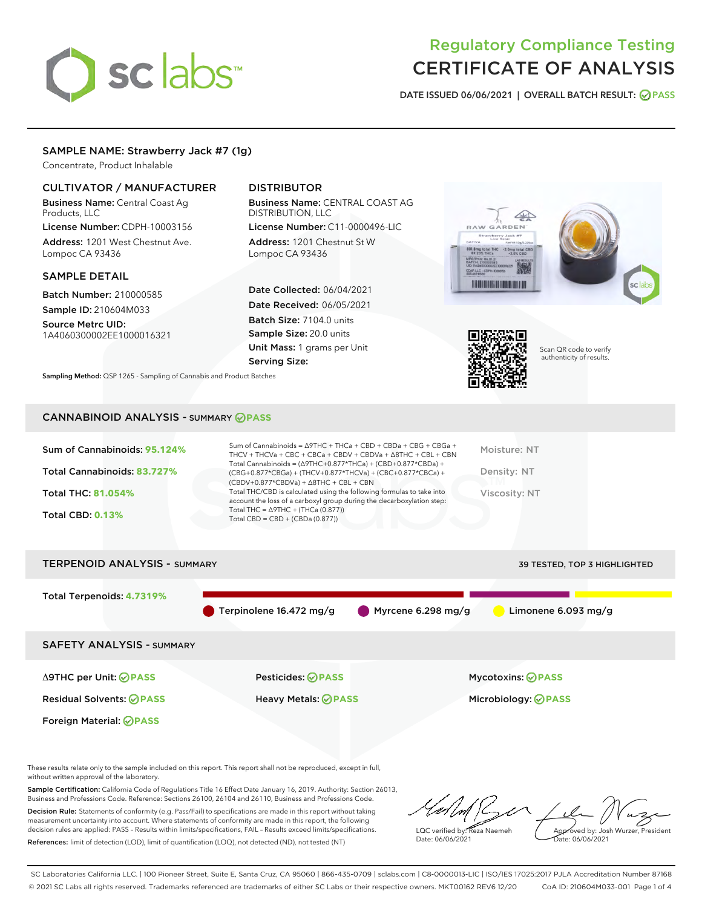# Regulatory Compliance Testing
# CERTIFICATE OF ANALYSIS

DATE ISSUED 06/06/2021 | OVERALL BATCH RESULT: PASS

## SAMPLE NAME: Strawberry Jack #7 (1g)

Concentrate, Product Inhalable

### CULTIVATOR / MANUFACTURER

**Business Name:** Central Coast Ag Products, LLC
**License Number:** CDPH-10003156
**Address:** 1201 West Chestnut Ave. Lompoc CA 93436

### DISTRIBUTOR

**Business Name:** CENTRAL COAST AG DISTRIBUTION, LLC
**License Number:** C11-0000496-LIC
**Address:** 1201 Chestnut St W Lompoc CA 93436

### SAMPLE DETAIL

**Batch Number:** 210000585
**Sample ID:** 210604M033
**Source Metrc UID:** 1A4060300002EE1000016321

**Date Collected:** 06/04/2021
**Date Received:** 06/05/2021
**Batch Size:** 7104.0 units
**Sample Size:** 20.0 units
**Unit Mass:** 1 grams per Unit
**Serving Size:**

Scan QR code to verify authenticity of results.

**Sampling Method:** QSP 1265 - Sampling of Cannabis and Product Batches

## CANNABINOID ANALYSIS - SUMMARY PASS

Sum of Cannabinoids: **95.124%**
Total Cannabinoids: **83.727%**
Total THC: **81.054%**
Total CBD: **0.13%**

Sum of Cannabinoids = Δ9THC + THCa + CBD + CBDa + CBG + CBGa + THCV + THCVa + CBC + CBCa + CBDV + CBDVa + Δ8THC + CBL + CBN
Total Cannabinoids = (Δ9THC+0.877*THCa) + (CBD+0.877*CBDa) + (CBG+0.877*CBGa) + (THCV+0.877*THCVa) + (CBC+0.877*CBCa) + (CBDV+0.877*CBDVa) + Δ8THC + CBL + CBN
Total THC/CBD is calculated using the following formulas to take into account the loss of a carboxyl group during the decarboxylation step:
Total THC = Δ9THC + (THCa (0.877))
Total CBD = CBD + (CBDa (0.877))

Moisture: NT
Density: NT
Viscosity: NT

## TERPENOID ANALYSIS - SUMMARY

39 TESTED, TOP 3 HIGHLIGHTED

Total Terpenoids: **4.7319%**

Terpinolene 16.472 mg/g | Myrcene 6.298 mg/g | Limonene 6.093 mg/g

## SAFETY ANALYSIS - SUMMARY

| | | |
|---|---|---|
| Δ9THC per Unit: PASS | Pesticides: PASS | Mycotoxins: PASS |
| Residual Solvents: PASS | Heavy Metals: PASS | Microbiology: PASS |
| Foreign Material: PASS | | |

These results relate only to the sample included on this report. This report shall not be reproduced, except in full, without written approval of the laboratory.

**Sample Certification:** California Code of Regulations Title 16 Effect Date January 16, 2019. Authority: Section 26013, Business and Professions Code. Reference: Sections 26100, 26104 and 26110, Business and Professions Code.

**Decision Rule:** Statements of conformity (e.g. Pass/Fail) to specifications are made in this report without taking measurement uncertainty into account. Where statements of conformity are made in this report, the following decision rules are applied: PASS – Results within limits/specifications, FAIL – Results exceed limits/specifications.

**References:** limit of detection (LOD), limit of quantification (LOQ), not detected (ND), not tested (NT)

LQC verified by: Reza Naemeh
Date: 06/06/2021

Approved by: Josh Wurzer, President
Date: 06/06/2021

SC Laboratories California LLC. | 100 Pioneer Street, Suite E, Santa Cruz, CA 95060 | 866-435-0709 | sclabs.com | C8-0000013-LIC | ISO/IES 17025:2017 PJLA Accreditation Number 87168
© 2021 SC Labs all rights reserved. Trademarks referenced are trademarks of either SC Labs or their respective owners. MKT00162 REV6 12/20 CoA ID: 210604M033-001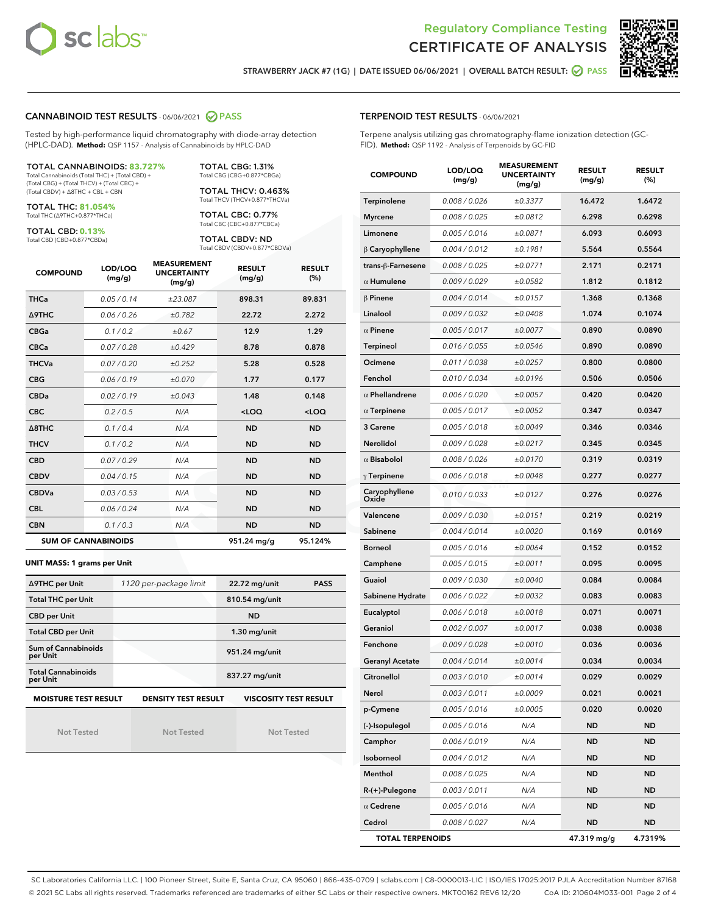# Regulatory Compliance Testing
# CERTIFICATE OF ANALYSIS

STRAWBERRY JACK #7 (1G) | DATE ISSUED 06/06/2021 | OVERALL BATCH RESULT: PASS

## CANNABINOID TEST RESULTS - 06/06/2021 PASS

Tested by high-performance liquid chromatography with diode-array detection (HPLC-DAD). **Method:** QSP 1157 - Analysis of Cannabinoids by HPLC-DAD

**TOTAL CANNABINOIDS: 83.727%**
Total Cannabinoids (Total THC) + (Total CBD) + (Total CBG) + (Total THCV) + (Total CBC) + (Total CBDV) + Δ8THC + CBL + CBN

**TOTAL THC: 81.054%**
Total THC (Δ9THC+0.877*THCa)

**TOTAL CBD: 0.13%**
Total CBD (CBD+0.877*CBDa)

**TOTAL CBG: 1.31%**
Total CBG (CBG+0.877*CBGa)

**TOTAL THCV: 0.463%**
Total THCV (THCV+0.877*THCVa)

**TOTAL CBC: 0.77%**
Total CBC (CBC+0.877*CBCa)

**TOTAL CBDV: ND**
Total CBDV (CBDV+0.877*CBDVa)

| COMPOUND | LOD/LOQ (mg/g) | MEASUREMENT UNCERTAINTY (mg/g) | RESULT (mg/g) | RESULT (%) |
|---|---|---|---|---|
| THCa | 0.05 / 0.14 | ±23.087 | 898.31 | 89.831 |
| Δ9THC | 0.06 / 0.26 | ±0.782 | 22.72 | 2.272 |
| CBGa | 0.1 / 0.2 | ±0.67 | 12.9 | 1.29 |
| CBCa | 0.07 / 0.28 | ±0.429 | 8.78 | 0.878 |
| THCVa | 0.07 / 0.20 | ±0.252 | 5.28 | 0.528 |
| CBG | 0.06 / 0.19 | ±0.070 | 1.77 | 0.177 |
| CBDa | 0.02 / 0.19 | ±0.043 | 1.48 | 0.148 |
| CBC | 0.2 / 0.5 | N/A | <LOQ | <LOQ |
| Δ8THC | 0.1 / 0.4 | N/A | ND | ND |
| THCV | 0.1 / 0.2 | N/A | ND | ND |
| CBD | 0.07 / 0.29 | N/A | ND | ND |
| CBDV | 0.04 / 0.15 | N/A | ND | ND |
| CBDVa | 0.03 / 0.53 | N/A | ND | ND |
| CBL | 0.06 / 0.24 | N/A | ND | ND |
| CBN | 0.1 / 0.3 | N/A | ND | ND |
| **SUM OF CANNABINOIDS** | | | 951.24 mg/g | 95.124% |

**UNIT MASS: 1 grams per Unit**

| Δ9THC per Unit | 1120 per-package limit | 22.72 mg/unit | PASS |
|---|---|---|---|
| Total THC per Unit | | 810.54 mg/unit | |
| CBD per Unit | | ND | |
| Total CBD per Unit | | 1.30 mg/unit | |
| Sum of Cannabinoids per Unit | | 951.24 mg/unit | |
| Total Cannabinoids per Unit | | 837.27 mg/unit | |

| MOISTURE TEST RESULT | DENSITY TEST RESULT | VISCOSITY TEST RESULT |
|---|---|---|
| Not Tested | Not Tested | Not Tested |

## TERPENOID TEST RESULTS - 06/06/2021

Terpene analysis utilizing gas chromatography-flame ionization detection (GC-FID). **Method:** QSP 1192 - Analysis of Terpenoids by GC-FID

| COMPOUND | LOD/LOQ (mg/g) | MEASUREMENT UNCERTAINTY (mg/g) | RESULT (mg/g) | RESULT (%) |
|---|---|---|---|---|
| Terpinolene | 0.008 / 0.026 | ±0.3377 | 16.472 | 1.6472 |
| Myrcene | 0.008 / 0.025 | ±0.0812 | 6.298 | 0.6298 |
| Limonene | 0.005 / 0.016 | ±0.0871 | 6.093 | 0.6093 |
| β Caryophyllene | 0.004 / 0.012 | ±0.1981 | 5.564 | 0.5564 |
| trans-β-Farnesene | 0.008 / 0.025 | ±0.0771 | 2.171 | 0.2171 |
| α Humulene | 0.009 / 0.029 | ±0.0582 | 1.812 | 0.1812 |
| β Pinene | 0.004 / 0.014 | ±0.0157 | 1.368 | 0.1368 |
| Linalool | 0.009 / 0.032 | ±0.0408 | 1.074 | 0.1074 |
| α Pinene | 0.005 / 0.017 | ±0.0077 | 0.890 | 0.0890 |
| Terpineol | 0.016 / 0.055 | ±0.0546 | 0.890 | 0.0890 |
| Ocimene | 0.011 / 0.038 | ±0.0257 | 0.800 | 0.0800 |
| Fenchol | 0.010 / 0.034 | ±0.0196 | 0.506 | 0.0506 |
| α Phellandrene | 0.006 / 0.020 | ±0.0057 | 0.420 | 0.0420 |
| α Terpinene | 0.005 / 0.017 | ±0.0052 | 0.347 | 0.0347 |
| 3 Carene | 0.005 / 0.018 | ±0.0049 | 0.346 | 0.0346 |
| Nerolidol | 0.009 / 0.028 | ±0.0217 | 0.345 | 0.0345 |
| α Bisabolol | 0.008 / 0.026 | ±0.0170 | 0.319 | 0.0319 |
| γ Terpinene | 0.006 / 0.018 | ±0.0048 | 0.277 | 0.0277 |
| Caryophyllene Oxide | 0.010 / 0.033 | ±0.0127 | 0.276 | 0.0276 |
| Valencene | 0.009 / 0.030 | ±0.0151 | 0.219 | 0.0219 |
| Sabinene | 0.004 / 0.014 | ±0.0020 | 0.169 | 0.0169 |
| Borneol | 0.005 / 0.016 | ±0.0064 | 0.152 | 0.0152 |
| Camphene | 0.005 / 0.015 | ±0.0011 | 0.095 | 0.0095 |
| Guaiol | 0.009 / 0.030 | ±0.0040 | 0.084 | 0.0084 |
| Sabinene Hydrate | 0.006 / 0.022 | ±0.0032 | 0.083 | 0.0083 |
| Eucalyptol | 0.006 / 0.018 | ±0.0018 | 0.071 | 0.0071 |
| Geraniol | 0.002 / 0.007 | ±0.0017 | 0.038 | 0.0038 |
| Fenchone | 0.009 / 0.028 | ±0.0010 | 0.036 | 0.0036 |
| Geranyl Acetate | 0.004 / 0.014 | ±0.0014 | 0.034 | 0.0034 |
| Citronellol | 0.003 / 0.010 | ±0.0014 | 0.029 | 0.0029 |
| Nerol | 0.003 / 0.011 | ±0.0009 | 0.021 | 0.0021 |
| p-Cymene | 0.005 / 0.016 | ±0.0005 | 0.020 | 0.0020 |
| (-)-Isopulegol | 0.005 / 0.016 | N/A | ND | ND |
| Camphor | 0.006 / 0.019 | N/A | ND | ND |
| Isoborneol | 0.004 / 0.012 | N/A | ND | ND |
| Menthol | 0.008 / 0.025 | N/A | ND | ND |
| R-(+)-Pulegone | 0.003 / 0.011 | N/A | ND | ND |
| α Cedrene | 0.005 / 0.016 | N/A | ND | ND |
| Cedrol | 0.008 / 0.027 | N/A | ND | ND |
| **TOTAL TERPENOIDS** | | | 47.319 mg/g | 4.7319% |

SC Laboratories California LLC. | 100 Pioneer Street, Suite E, Santa Cruz, CA 95060 | 866-435-0709 | sclabs.com | C8-0000013-LIC | ISO/IES 17025:2017 PJLA Accreditation Number 87168
© 2021 SC Labs all rights reserved. Trademarks referenced are trademarks of either SC Labs or their respective owners. MKT00162 REV6 12/20 CoA ID: 210604M033-001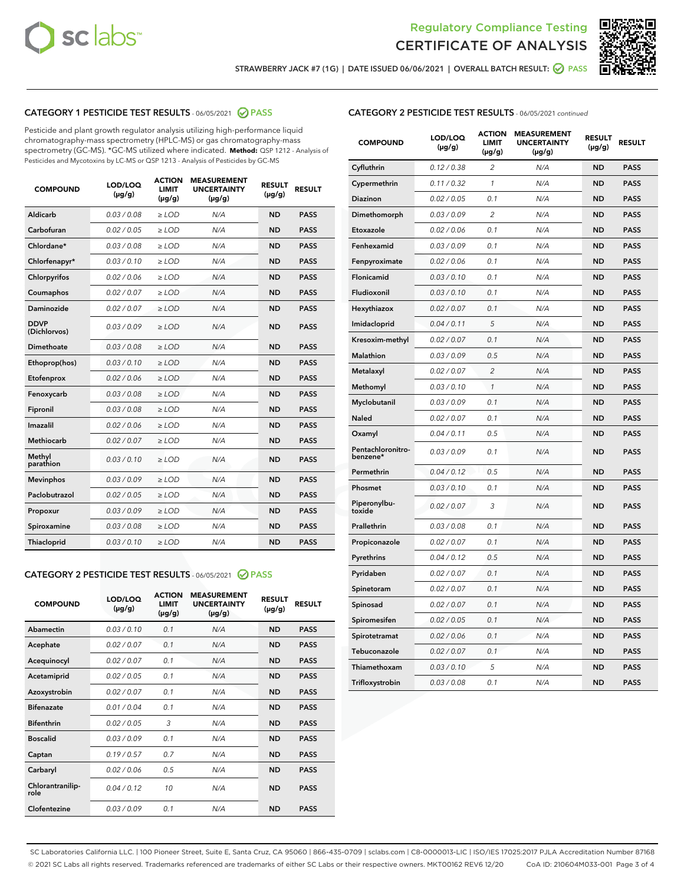Regulatory Compliance Testing

# CERTIFICATE OF ANALYSIS

STRAWBERRY JACK #7 (1G) | DATE ISSUED 06/06/2021 | OVERALL BATCH RESULT: PASS

## CATEGORY 1 PESTICIDE TEST RESULTS - 06/05/2021 PASS

Pesticide and plant growth regulator analysis utilizing high-performance liquid chromatography-mass spectrometry (HPLC-MS) or gas chromatography-mass spectrometry (GC-MS). *GC-MS utilized where indicated. **Method:** QSP 1212 - Analysis of Pesticides and Mycotoxins by LC-MS or QSP 1213 - Analysis of Pesticides by GC-MS

| COMPOUND | LOD/LOQ (µg/g) | ACTION LIMIT (µg/g) | MEASUREMENT UNCERTAINTY (µg/g) | RESULT (µg/g) | RESULT |
|---|---|---|---|---|---|
| Aldicarb | 0.03 / 0.08 | ≥ LOD | N/A | ND | PASS |
| Carbofuran | 0.02 / 0.05 | ≥ LOD | N/A | ND | PASS |
| Chlordane* | 0.03 / 0.08 | ≥ LOD | N/A | ND | PASS |
| Chlorfenapyr* | 0.03 / 0.10 | ≥ LOD | N/A | ND | PASS |
| Chlorpyrifos | 0.02 / 0.06 | ≥ LOD | N/A | ND | PASS |
| Coumaphos | 0.02 / 0.07 | ≥ LOD | N/A | ND | PASS |
| Daminozide | 0.02 / 0.07 | ≥ LOD | N/A | ND | PASS |
| DDVP (Dichlorvos) | 0.03 / 0.09 | ≥ LOD | N/A | ND | PASS |
| Dimethoate | 0.03 / 0.08 | ≥ LOD | N/A | ND | PASS |
| Ethoprop(hos) | 0.03 / 0.10 | ≥ LOD | N/A | ND | PASS |
| Etofenprox | 0.02 / 0.06 | ≥ LOD | N/A | ND | PASS |
| Fenoxycarb | 0.03 / 0.08 | ≥ LOD | N/A | ND | PASS |
| Fipronil | 0.03 / 0.08 | ≥ LOD | N/A | ND | PASS |
| Imazalil | 0.02 / 0.06 | ≥ LOD | N/A | ND | PASS |
| Methiocarb | 0.02 / 0.07 | ≥ LOD | N/A | ND | PASS |
| Methyl parathion | 0.03 / 0.10 | ≥ LOD | N/A | ND | PASS |
| Mevinphos | 0.03 / 0.09 | ≥ LOD | N/A | ND | PASS |
| Paclobutrazol | 0.02 / 0.05 | ≥ LOD | N/A | ND | PASS |
| Propoxur | 0.03 / 0.09 | ≥ LOD | N/A | ND | PASS |
| Spiroxamine | 0.03 / 0.08 | ≥ LOD | N/A | ND | PASS |
| Thiacloprid | 0.03 / 0.10 | ≥ LOD | N/A | ND | PASS |

## CATEGORY 2 PESTICIDE TEST RESULTS - 06/05/2021 PASS

| COMPOUND | LOD/LOQ (µg/g) | ACTION LIMIT (µg/g) | MEASUREMENT UNCERTAINTY (µg/g) | RESULT (µg/g) | RESULT |
|---|---|---|---|---|---|
| Abamectin | 0.03 / 0.10 | 0.1 | N/A | ND | PASS |
| Acephate | 0.02 / 0.07 | 0.1 | N/A | ND | PASS |
| Acequinocyl | 0.02 / 0.07 | 0.1 | N/A | ND | PASS |
| Acetamiprid | 0.02 / 0.05 | 0.1 | N/A | ND | PASS |
| Azoxystrobin | 0.02 / 0.07 | 0.1 | N/A | ND | PASS |
| Bifenazate | 0.01 / 0.04 | 0.1 | N/A | ND | PASS |
| Bifenthrin | 0.02 / 0.05 | 3 | N/A | ND | PASS |
| Boscalid | 0.03 / 0.09 | 0.1 | N/A | ND | PASS |
| Captan | 0.19 / 0.57 | 0.7 | N/A | ND | PASS |
| Carbaryl | 0.02 / 0.06 | 0.5 | N/A | ND | PASS |
| Chlorantraniliprole | 0.04 / 0.12 | 10 | N/A | ND | PASS |
| Clofentezine | 0.03 / 0.09 | 0.1 | N/A | ND | PASS |

## CATEGORY 2 PESTICIDE TEST RESULTS - 06/05/2021 continued

| COMPOUND | LOD/LOQ (µg/g) | ACTION LIMIT (µg/g) | MEASUREMENT UNCERTAINTY (µg/g) | RESULT (µg/g) | RESULT |
|---|---|---|---|---|---|
| Cyfluthrin | 0.12 / 0.38 | 2 | N/A | ND | PASS |
| Cypermethrin | 0.11 / 0.32 | 1 | N/A | ND | PASS |
| Diazinon | 0.02 / 0.05 | 0.1 | N/A | ND | PASS |
| Dimethomorph | 0.03 / 0.09 | 2 | N/A | ND | PASS |
| Etoxazole | 0.02 / 0.06 | 0.1 | N/A | ND | PASS |
| Fenhexamid | 0.03 / 0.09 | 0.1 | N/A | ND | PASS |
| Fenpyroximate | 0.02 / 0.06 | 0.1 | N/A | ND | PASS |
| Flonicamid | 0.03 / 0.10 | 0.1 | N/A | ND | PASS |
| Fludioxonil | 0.03 / 0.10 | 0.1 | N/A | ND | PASS |
| Hexythiazox | 0.02 / 0.07 | 0.1 | N/A | ND | PASS |
| Imidacloprid | 0.04 / 0.11 | 5 | N/A | ND | PASS |
| Kresoxim-methyl | 0.02 / 0.07 | 0.1 | N/A | ND | PASS |
| Malathion | 0.03 / 0.09 | 0.5 | N/A | ND | PASS |
| Metalaxyl | 0.02 / 0.07 | 2 | N/A | ND | PASS |
| Methomyl | 0.03 / 0.10 | 1 | N/A | ND | PASS |
| Myclobutanil | 0.03 / 0.09 | 0.1 | N/A | ND | PASS |
| Naled | 0.02 / 0.07 | 0.1 | N/A | ND | PASS |
| Oxamyl | 0.04 / 0.11 | 0.5 | N/A | ND | PASS |
| Pentachloronitrobenzene* | 0.03 / 0.09 | 0.1 | N/A | ND | PASS |
| Permethrin | 0.04 / 0.12 | 0.5 | N/A | ND | PASS |
| Phosmet | 0.03 / 0.10 | 0.1 | N/A | ND | PASS |
| Piperonylbutoxide | 0.02 / 0.07 | 3 | N/A | ND | PASS |
| Prallethrin | 0.03 / 0.08 | 0.1 | N/A | ND | PASS |
| Propiconazole | 0.02 / 0.07 | 0.1 | N/A | ND | PASS |
| Pyrethrins | 0.04 / 0.12 | 0.5 | N/A | ND | PASS |
| Pyridaben | 0.02 / 0.07 | 0.1 | N/A | ND | PASS |
| Spinetoram | 0.02 / 0.07 | 0.1 | N/A | ND | PASS |
| Spinosad | 0.02 / 0.07 | 0.1 | N/A | ND | PASS |
| Spiromesifen | 0.02 / 0.05 | 0.1 | N/A | ND | PASS |
| Spirotetramat | 0.02 / 0.06 | 0.1 | N/A | ND | PASS |
| Tebuconazole | 0.02 / 0.07 | 0.1 | N/A | ND | PASS |
| Thiamethoxam | 0.03 / 0.10 | 5 | N/A | ND | PASS |
| Trifloxystrobin | 0.03 / 0.08 | 0.1 | N/A | ND | PASS |

SC Laboratories California LLC. | 100 Pioneer Street, Suite E, Santa Cruz, CA 95060 | 866-435-0709 | sclabs.com | C8-0000013-LIC | ISO/IES 17025:2017 PJLA Accreditation Number 87168
© 2021 SC Labs all rights reserved. Trademarks referenced are trademarks of either SC Labs or their respective owners. MKT00162 REV6 12/20 CoA ID: 210604M033-001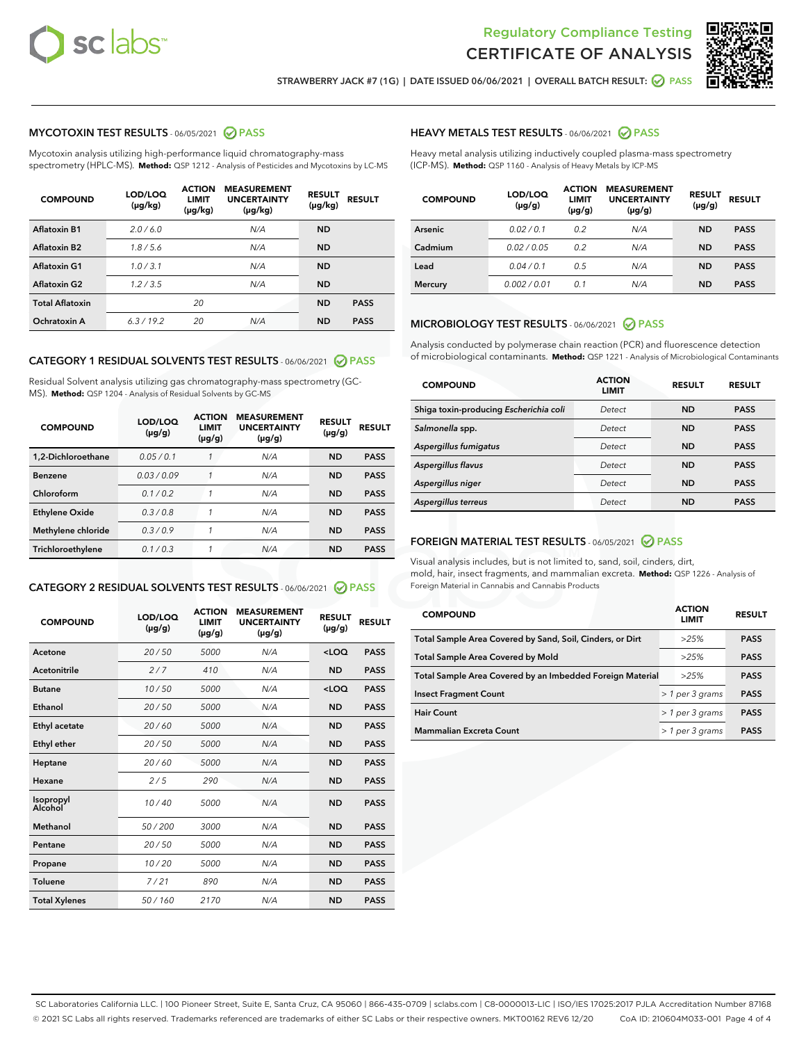Regulatory Compliance Testing

# CERTIFICATE OF ANALYSIS

STRAWBERRY JACK #7 (1G) | DATE ISSUED 06/06/2021 | OVERALL BATCH RESULT: PASS

## MYCOTOXIN TEST RESULTS - 06/05/2021 PASS

Mycotoxin analysis utilizing high-performance liquid chromatography-mass spectrometry (HPLC-MS). **Method:** QSP 1212 - Analysis of Pesticides and Mycotoxins by LC-MS

| COMPOUND | LOD/LOQ (µg/kg) | ACTION LIMIT (µg/kg) | MEASUREMENT UNCERTAINTY (µg/kg) | RESULT (µg/kg) | RESULT |
|---|---|---|---|---|---|
| Aflatoxin B1 | 2.0 / 6.0 | | N/A | ND | |
| Aflatoxin B2 | 1.8 / 5.6 | | N/A | ND | |
| Aflatoxin G1 | 1.0 / 3.1 | | N/A | ND | |
| Aflatoxin G2 | 1.2 / 3.5 | | N/A | ND | |
| Total Aflatoxin | | 20 | | ND | PASS |
| Ochratoxin A | 6.3 / 19.2 | 20 | N/A | ND | PASS |

## CATEGORY 1 RESIDUAL SOLVENTS TEST RESULTS - 06/06/2021 PASS

Residual Solvent analysis utilizing gas chromatography-mass spectrometry (GC-MS). **Method:** QSP 1204 - Analysis of Residual Solvents by GC-MS

| COMPOUND | LOD/LOQ (µg/g) | ACTION LIMIT (µg/g) | MEASUREMENT UNCERTAINTY (µg/g) | RESULT (µg/g) | RESULT |
|---|---|---|---|---|---|
| 1,2-Dichloroethane | 0.05 / 0.1 | 1 | N/A | ND | PASS |
| Benzene | 0.03 / 0.09 | 1 | N/A | ND | PASS |
| Chloroform | 0.1 / 0.2 | 1 | N/A | ND | PASS |
| Ethylene Oxide | 0.3 / 0.8 | 1 | N/A | ND | PASS |
| Methylene chloride | 0.3 / 0.9 | 1 | N/A | ND | PASS |
| Trichloroethylene | 0.1 / 0.3 | 1 | N/A | ND | PASS |

## CATEGORY 2 RESIDUAL SOLVENTS TEST RESULTS - 06/06/2021 PASS

| COMPOUND | LOD/LOQ (µg/g) | ACTION LIMIT (µg/g) | MEASUREMENT UNCERTAINTY (µg/g) | RESULT (µg/g) | RESULT |
|---|---|---|---|---|---|
| Acetone | 20 / 50 | 5000 | N/A | <LOQ | PASS |
| Acetonitrile | 2 / 7 | 410 | N/A | ND | PASS |
| Butane | 10 / 50 | 5000 | N/A | <LOQ | PASS |
| Ethanol | 20 / 50 | 5000 | N/A | ND | PASS |
| Ethyl acetate | 20 / 60 | 5000 | N/A | ND | PASS |
| Ethyl ether | 20 / 50 | 5000 | N/A | ND | PASS |
| Heptane | 20 / 60 | 5000 | N/A | ND | PASS |
| Hexane | 2 / 5 | 290 | N/A | ND | PASS |
| Isopropyl Alcohol | 10 / 40 | 5000 | N/A | ND | PASS |
| Methanol | 50 / 200 | 3000 | N/A | ND | PASS |
| Pentane | 20 / 50 | 5000 | N/A | ND | PASS |
| Propane | 10 / 20 | 5000 | N/A | ND | PASS |
| Toluene | 7 / 21 | 890 | N/A | ND | PASS |
| Total Xylenes | 50 / 160 | 2170 | N/A | ND | PASS |

## HEAVY METALS TEST RESULTS - 06/06/2021 PASS

Heavy metal analysis utilizing inductively coupled plasma-mass spectrometry (ICP-MS). **Method:** QSP 1160 - Analysis of Heavy Metals by ICP-MS

| COMPOUND | LOD/LOQ (µg/g) | ACTION LIMIT (µg/g) | MEASUREMENT UNCERTAINTY (µg/g) | RESULT (µg/g) | RESULT |
|---|---|---|---|---|---|
| Arsenic | 0.02 / 0.1 | 0.2 | N/A | ND | PASS |
| Cadmium | 0.02 / 0.05 | 0.2 | N/A | ND | PASS |
| Lead | 0.04 / 0.1 | 0.5 | N/A | ND | PASS |
| Mercury | 0.002 / 0.01 | 0.1 | N/A | ND | PASS |

## MICROBIOLOGY TEST RESULTS - 06/06/2021 PASS

Analysis conducted by polymerase chain reaction (PCR) and fluorescence detection of microbiological contaminants. **Method:** QSP 1221 - Analysis of Microbiological Contaminants

| COMPOUND | ACTION LIMIT | RESULT | RESULT |
|---|---|---|---|
| Shiga toxin-producing *Escherichia coli* | Detect | ND | PASS |
| *Salmonella* spp. | Detect | ND | PASS |
| *Aspergillus fumigatus* | Detect | ND | PASS |
| *Aspergillus flavus* | Detect | ND | PASS |
| *Aspergillus niger* | Detect | ND | PASS |
| *Aspergillus terreus* | Detect | ND | PASS |

## FOREIGN MATERIAL TEST RESULTS - 06/05/2021 PASS

Visual analysis includes, but is not limited to, sand, soil, cinders, dirt, mold, hair, insect fragments, and mammalian excreta. **Method:** QSP 1226 - Analysis of Foreign Material in Cannabis and Cannabis Products

| COMPOUND | ACTION LIMIT | RESULT |
|---|---|---|
| Total Sample Area Covered by Sand, Soil, Cinders, or Dirt | >25% | PASS |
| Total Sample Area Covered by Mold | >25% | PASS |
| Total Sample Area Covered by an Imbedded Foreign Material | >25% | PASS |
| Insect Fragment Count | > 1 per 3 grams | PASS |
| Hair Count | > 1 per 3 grams | PASS |
| Mammalian Excreta Count | > 1 per 3 grams | PASS |

SC Laboratories California LLC. | 100 Pioneer Street, Suite E, Santa Cruz, CA 95060 | 866-435-0709 | sclabs.com | C8-0000013-LIC | ISO/IES 17025:2017 PJLA Accreditation Number 87168
© 2021 SC Labs all rights reserved. Trademarks referenced are trademarks of either SC Labs or their respective owners. MKT00162 REV6 12/20 CoA ID: 210604M033-001